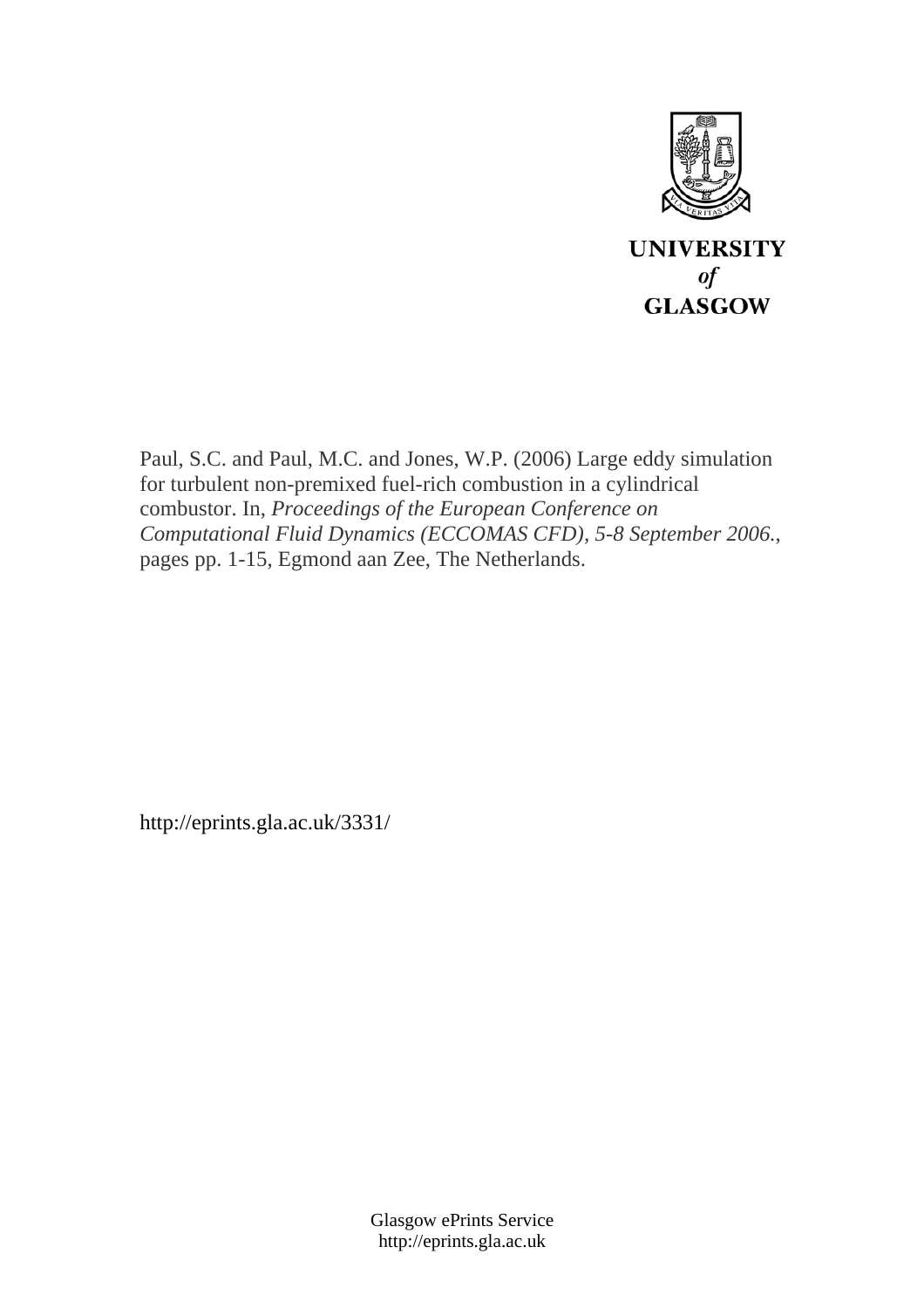**UNIVERSITY**
***of***
**GLASGOW**

Paul, S.C. and Paul, M.C. and Jones, W.P. (2006) Large eddy simulation for turbulent non-premixed fuel-rich combustion in a cylindrical combustor. In, *Proceedings of the European Conference on Computational Fluid Dynamics (ECCOMAS CFD), 5-8 September 2006.*, pages pp. 1-15, Egmond aan Zee, The Netherlands.

http://eprints.gla.ac.uk/3331/

Glasgow ePrints Service
http://eprints.gla.ac.uk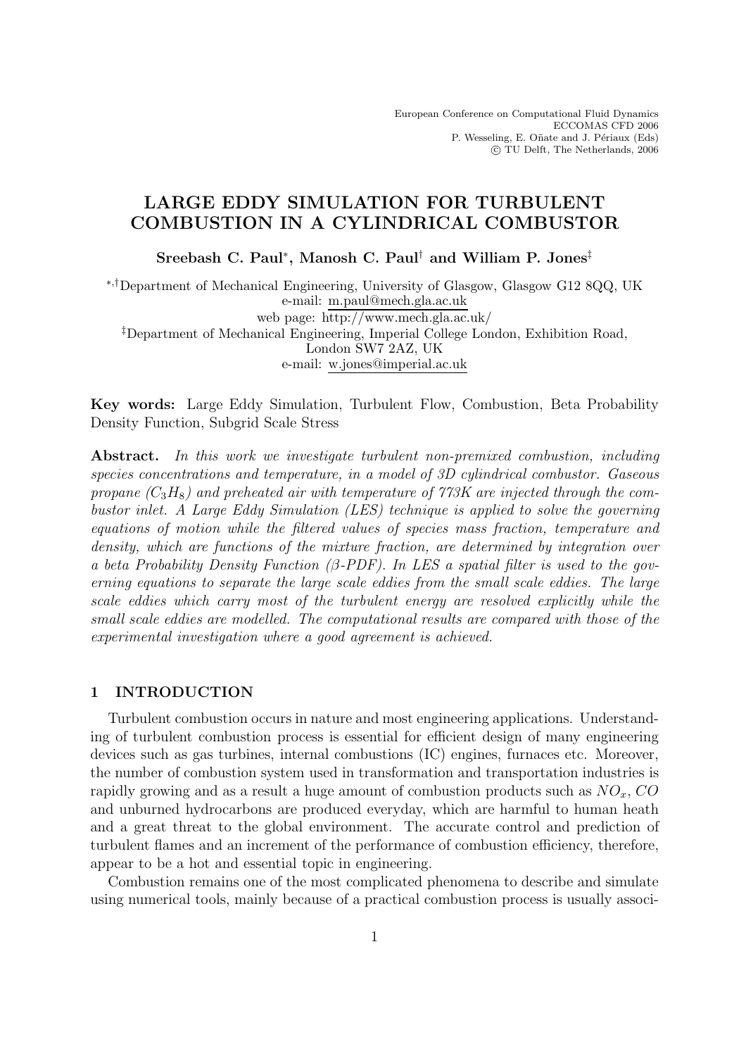European Conference on Computational Fluid Dynamics
ECCOMAS CFD 2006
P. Wesseling, E. Oñate and J. Périaux (Eds)
© TU Delft, The Netherlands, 2006

# LARGE EDDY SIMULATION FOR TURBULENT COMBUSTION IN A CYLINDRICAL COMBUSTOR

**Sreebash C. Paul[*], Manosh C. Paul[†] and William P. Jones[‡]**

[*,†]Department of Mechanical Engineering, University of Glasgow, Glasgow G12 8QQ, UK
e-mail: m.paul@mech.gla.ac.uk
web page: http://www.mech.gla.ac.uk/

[‡]Department of Mechanical Engineering, Imperial College London, Exhibition Road, London SW7 2AZ, UK
e-mail: w.jones@imperial.ac.uk

**Key words:** Large Eddy Simulation, Turbulent Flow, Combustion, Beta Probability Density Function, Subgrid Scale Stress

**Abstract.** *In this work we investigate turbulent non-premixed combustion, including species concentrations and temperature, in a model of 3D cylindrical combustor. Gaseous propane ($C_3H_8$) and preheated air with temperature of 773K are injected through the combustor inlet. A Large Eddy Simulation (LES) technique is applied to solve the governing equations of motion while the filtered values of species mass fraction, temperature and density, which are functions of the mixture fraction, are determined by integration over a beta Probability Density Function (β-PDF). In LES a spatial filter is used to the governing equations to separate the large scale eddies from the small scale eddies. The large scale eddies which carry most of the turbulent energy are resolved explicitly while the small scale eddies are modelled. The computational results are compared with those of the experimental investigation where a good agreement is achieved.*

## 1 INTRODUCTION

Turbulent combustion occurs in nature and most engineering applications. Understanding of turbulent combustion process is essential for efficient design of many engineering devices such as gas turbines, internal combustions (IC) engines, furnaces etc. Moreover, the number of combustion system used in transformation and transportation industries is rapidly growing and as a result a huge amount of combustion products such as $NO_x$, $CO$ and unburned hydrocarbons are produced everyday, which are harmful to human heath and a great threat to the global environment. The accurate control and prediction of turbulent flames and an increment of the performance of combustion efficiency, therefore, appear to be a hot and essential topic in engineering.

Combustion remains one of the most complicated phenomena to describe and simulate using numerical tools, mainly because of a practical combustion process is usually associ-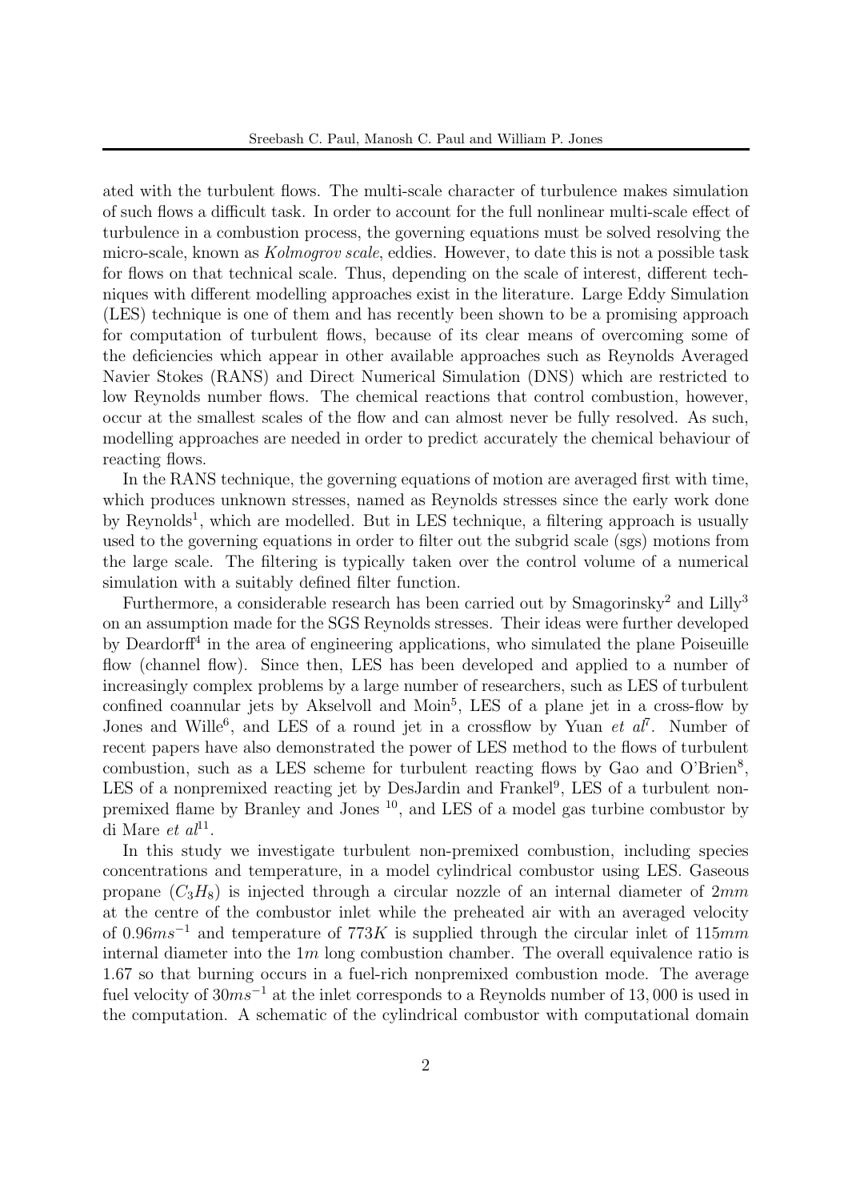ated with the turbulent flows. The multi-scale character of turbulence makes simulation of such flows a difficult task. In order to account for the full nonlinear multi-scale effect of turbulence in a combustion process, the governing equations must be solved resolving the micro-scale, known as *Kolmogrov scale*, eddies. However, to date this is not a possible task for flows on that technical scale. Thus, depending on the scale of interest, different techniques with different modelling approaches exist in the literature. Large Eddy Simulation (LES) technique is one of them and has recently been shown to be a promising approach for computation of turbulent flows, because of its clear means of overcoming some of the deficiencies which appear in other available approaches such as Reynolds Averaged Navier Stokes (RANS) and Direct Numerical Simulation (DNS) which are restricted to low Reynolds number flows. The chemical reactions that control combustion, however, occur at the smallest scales of the flow and can almost never be fully resolved. As such, modelling approaches are needed in order to predict accurately the chemical behaviour of reacting flows.

In the RANS technique, the governing equations of motion are averaged first with time, which produces unknown stresses, named as Reynolds stresses since the early work done by Reynolds[1], which are modelled. But in LES technique, a filtering approach is usually used to the governing equations in order to filter out the subgrid scale (sgs) motions from the large scale. The filtering is typically taken over the control volume of a numerical simulation with a suitably defined filter function.

Furthermore, a considerable research has been carried out by Smagorinsky[2] and Lilly[3] on an assumption made for the SGS Reynolds stresses. Their ideas were further developed by Deardorff[4] in the area of engineering applications, who simulated the plane Poiseuille flow (channel flow). Since then, LES has been developed and applied to a number of increasingly complex problems by a large number of researchers, such as LES of turbulent confined coannular jets by Akselvoll and Moin[5], LES of a plane jet in a cross-flow by Jones and Wille[6], and LES of a round jet in a crossflow by Yuan *et al*[7]. Number of recent papers have also demonstrated the power of LES method to the flows of turbulent combustion, such as a LES scheme for turbulent reacting flows by Gao and O'Brien[8], LES of a nonpremixed reacting jet by DesJardin and Frankel[9], LES of a turbulent nonpremixed flame by Branley and Jones [10], and LES of a model gas turbine combustor by di Mare *et al*[11].

In this study we investigate turbulent non-premixed combustion, including species concentrations and temperature, in a model cylindrical combustor using LES. Gaseous propane ($C_3H_8$) is injected through a circular nozzle of an internal diameter of $2mm$ at the centre of the combustor inlet while the preheated air with an averaged velocity of $0.96ms^{-1}$ and temperature of $773K$ is supplied through the circular inlet of $115mm$ internal diameter into the $1m$ long combustion chamber. The overall equivalence ratio is 1.67 so that burning occurs in a fuel-rich nonpremixed combustion mode. The average fuel velocity of $30ms^{-1}$ at the inlet corresponds to a Reynolds number of $13,000$ is used in the computation. A schematic of the cylindrical combustor with computational domain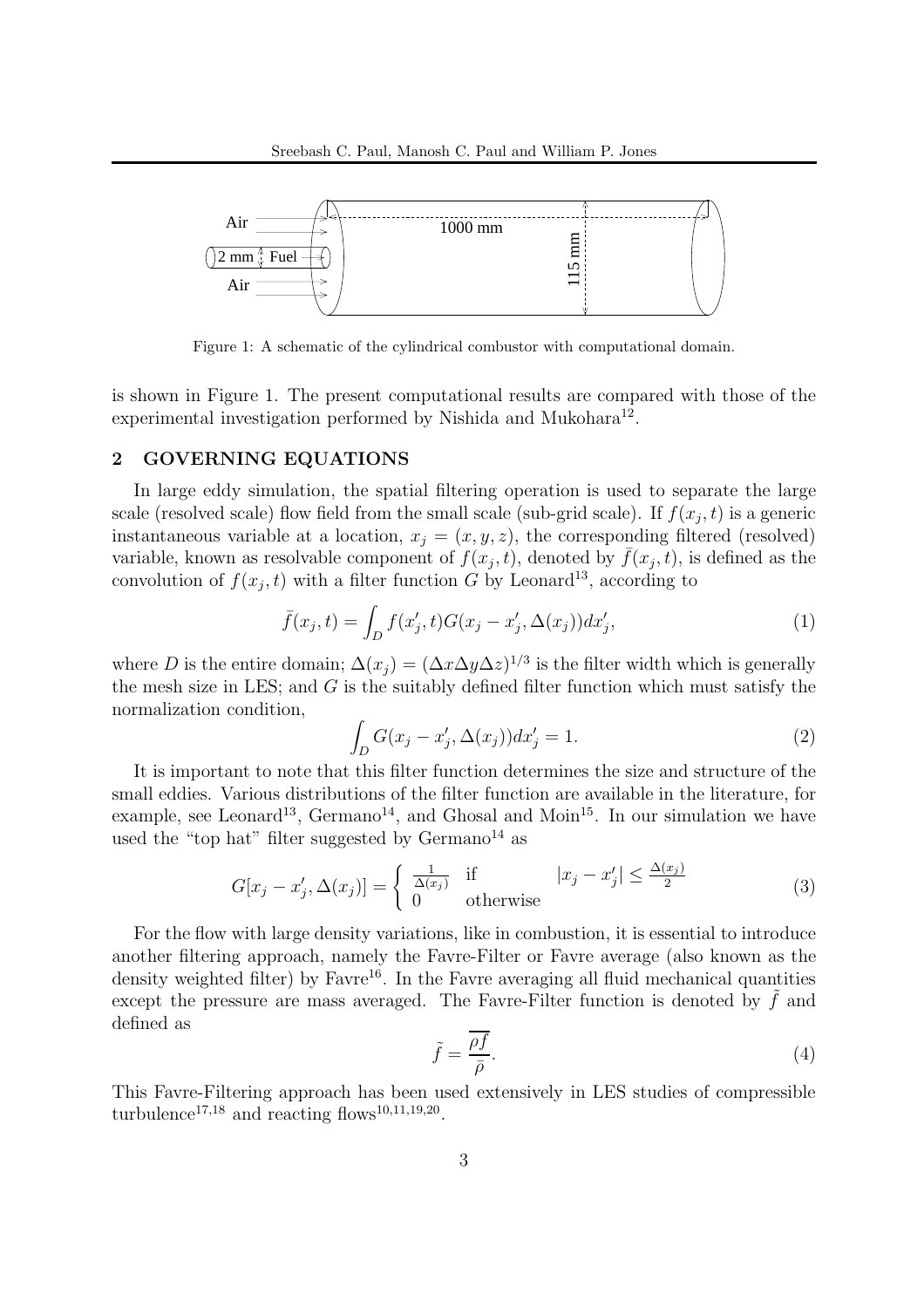Figure 1: A schematic of the cylindrical combustor with computational domain.

is shown in Figure 1. The present computational results are compared with those of the experimental investigation performed by Nishida and Mukohara[12].

## 2 GOVERNING EQUATIONS

In large eddy simulation, the spatial filtering operation is used to separate the large scale (resolved scale) flow field from the small scale (sub-grid scale). If $f(x_j, t)$ is a generic instantaneous variable at a location, $x_j = (x, y, z)$, the corresponding filtered (resolved) variable, known as resolvable component of $f(x_j, t)$, denoted by $\bar{f}(x_j, t)$, is defined as the convolution of $f(x_j, t)$ with a filter function $G$ by Leonard[13], according to

$$\bar{f}(x_j, t) = \int_D f(x'_j, t) G(x_j - x'_j, \Delta(x_j)) dx'_j, \tag{1}$$

where $D$ is the entire domain; $\Delta(x_j) = (\Delta x \Delta y \Delta z)^{1/3}$ is the filter width which is generally the mesh size in LES; and $G$ is the suitably defined filter function which must satisfy the normalization condition,

$$\int_D G(x_j - x'_j, \Delta(x_j)) dx'_j = 1. \tag{2}$$

It is important to note that this filter function determines the size and structure of the small eddies. Various distributions of the filter function are available in the literature, for example, see Leonard[13], Germano[14], and Ghosal and Moin[15]. In our simulation we have used the "top hat" filter suggested by Germano[14] as

$$G[x_j - x'_j, \Delta(x_j)] = \begin{cases} \frac{1}{\Delta(x_j)} & \text{if} \quad |x_j - x'_j| \leq \frac{\Delta(x_j)}{2} \\ 0 & \text{otherwise} \end{cases} \tag{3}$$

For the flow with large density variations, like in combustion, it is essential to introduce another filtering approach, namely the Favre-Filter or Favre average (also known as the density weighted filter) by Favre[16]. In the Favre averaging all fluid mechanical quantities except the pressure are mass averaged. The Favre-Filter function is denoted by $\tilde{f}$ and defined as

$$\tilde{f} = \frac{\overline{\rho f}}{\bar{\rho}}. \tag{4}$$

This Favre-Filtering approach has been used extensively in LES studies of compressible turbulence[17,18] and reacting flows[10,11,19,20].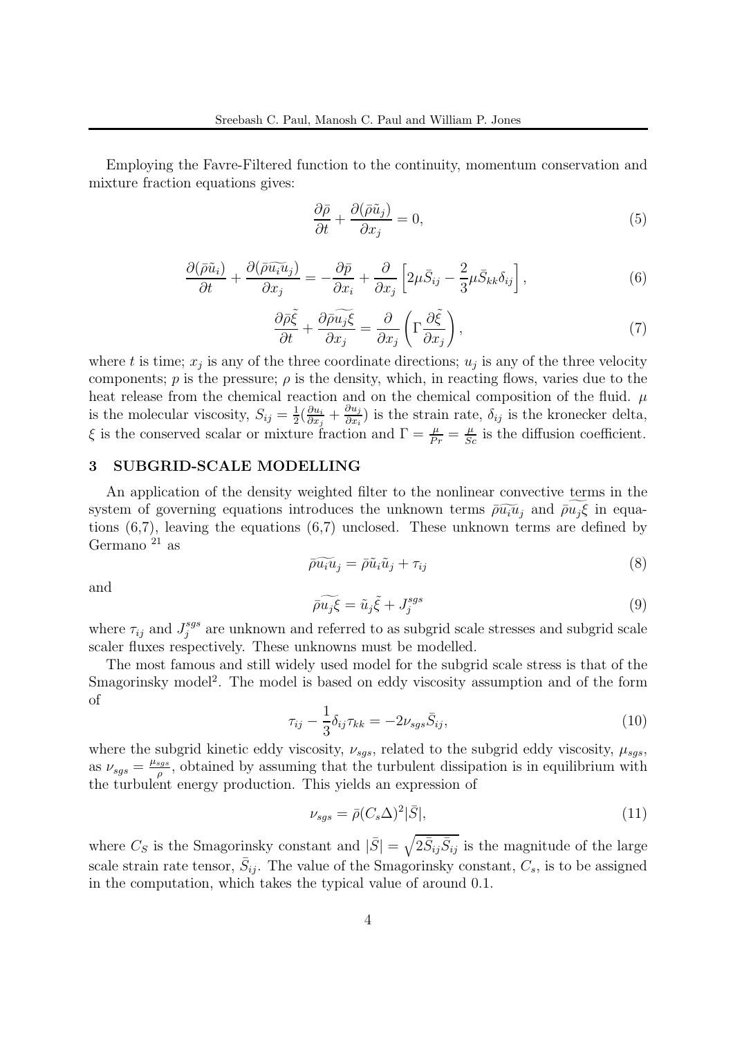Employing the Favre-Filtered function to the continuity, momentum conservation and mixture fraction equations gives:

$$\frac{\partial \bar{\rho}}{\partial t} + \frac{\partial (\bar{\rho}\tilde{u}_j)}{\partial x_j} = 0, \tag{5}$$

$$\frac{\partial (\bar{\rho}\tilde{u}_i)}{\partial t} + \frac{\partial (\bar{\rho}\widetilde{u_i u_j})}{\partial x_j} = -\frac{\partial \bar{p}}{\partial x_i} + \frac{\partial}{\partial x_j}\left[2\mu \bar{S}_{ij} - \frac{2}{3}\mu \bar{S}_{kk}\delta_{ij}\right], \tag{6}$$

$$\frac{\partial \bar{\rho}\tilde{\xi}}{\partial t} + \frac{\partial \bar{\rho}\widetilde{u_j \xi}}{\partial x_j} = \frac{\partial}{\partial x_j}\left(\Gamma \frac{\partial \tilde{\xi}}{\partial x_j}\right), \tag{7}$$

where $t$ is time; $x_j$ is any of the three coordinate directions; $u_j$ is any of the three velocity components; $p$ is the pressure; $\rho$ is the density, which, in reacting flows, varies due to the heat release from the chemical reaction and on the chemical composition of the fluid. $\mu$ is the molecular viscosity, $S_{ij} = \frac{1}{2}(\frac{\partial u_i}{\partial x_j} + \frac{\partial u_j}{\partial x_i})$ is the strain rate, $\delta_{ij}$ is the kronecker delta, $\xi$ is the conserved scalar or mixture fraction and $\Gamma = \frac{\mu}{Pr} = \frac{\mu}{Sc}$ is the diffusion coefficient.

## 3 SUBGRID-SCALE MODELLING

An application of the density weighted filter to the nonlinear convective terms in the system of governing equations introduces the unknown terms $\bar{\rho}\widetilde{u_i u_j}$ and $\bar{\rho}\widetilde{u_j \xi}$ in equations (6,7), leaving the equations (6,7) unclosed. These unknown terms are defined by Germano [21] as

$$\bar{\rho}\widetilde{u_i u_j} = \bar{\rho}\tilde{u}_i\tilde{u}_j + \tau_{ij} \tag{8}$$

and

$$\bar{\rho}\widetilde{u_j \xi} = \tilde{u}_j\tilde{\xi} + J_j^{sgs} \tag{9}$$

where $\tau_{ij}$ and $J_j^{sgs}$ are unknown and referred to as subgrid scale stresses and subgrid scale scaler fluxes respectively. These unknowns must be modelled.

The most famous and still widely used model for the subgrid scale stress is that of the Smagorinsky model[2]. The model is based on eddy viscosity assumption and of the form of

$$\tau_{ij} - \frac{1}{3}\delta_{ij}\tau_{kk} = -2\nu_{sgs}\bar{S}_{ij}, \tag{10}$$

where the subgrid kinetic eddy viscosity, $\nu_{sgs}$, related to the subgrid eddy viscosity, $\mu_{sgs}$, as $\nu_{sgs} = \frac{\mu_{sgs}}{\rho}$, obtained by assuming that the turbulent dissipation is in equilibrium with the turbulent energy production. This yields an expression of

$$\nu_{sgs} = \bar{\rho}(C_s\Delta)^2|\bar{S}|, \tag{11}$$

where $C_S$ is the Smagorinsky constant and $|\bar{S}| = \sqrt{2\bar{S}_{ij}\bar{S}_{ij}}$ is the magnitude of the large scale strain rate tensor, $\bar{S}_{ij}$. The value of the Smagorinsky constant, $C_s$, is to be assigned in the computation, which takes the typical value of around 0.1.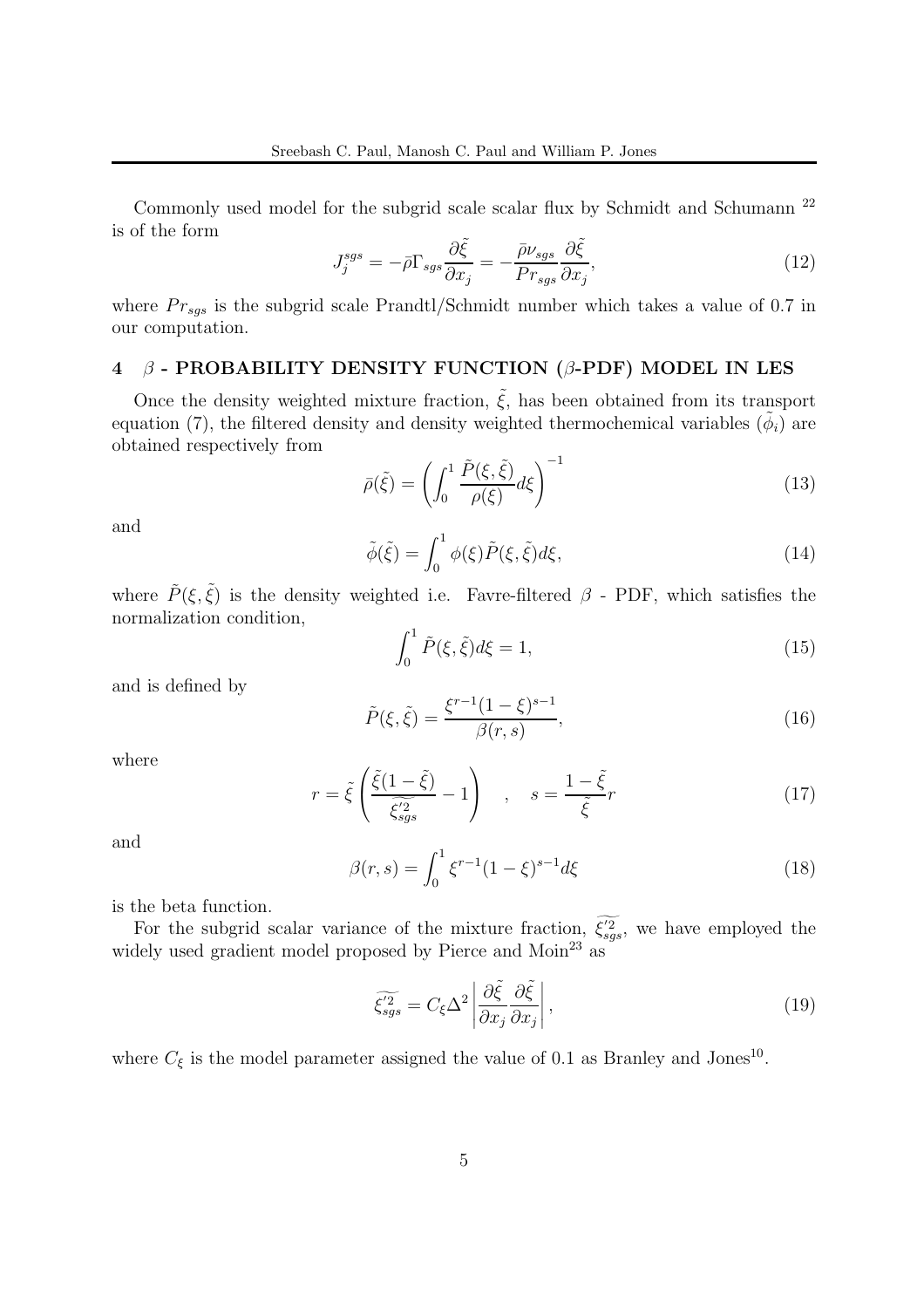Commonly used model for the subgrid scale scalar flux by Schmidt and Schumann [22] is of the form

$$J_j^{sgs} = -\bar{\rho}\Gamma_{sgs}\frac{\partial \tilde{\xi}}{\partial x_j} = -\frac{\bar{\rho}\nu_{sgs}}{Pr_{sgs}}\frac{\partial \tilde{\xi}}{\partial x_j}, \tag{12}$$

where $Pr_{sgs}$ is the subgrid scale Prandtl/Schmidt number which takes a value of 0.7 in our computation.

## 4 $\beta$ - PROBABILITY DENSITY FUNCTION ($\beta$-PDF) MODEL IN LES

Once the density weighted mixture fraction, $\tilde{\xi}$, has been obtained from its transport equation (7), the filtered density and density weighted thermochemical variables $(\tilde{\phi}_i)$ are obtained respectively from

$$\bar{\rho}(\tilde{\xi}) = \left(\int_0^1 \frac{\tilde{P}(\xi,\tilde{\xi})}{\rho(\xi)} d\xi\right)^{-1} \tag{13}$$

and

$$\tilde{\phi}(\tilde{\xi}) = \int_0^1 \phi(\xi)\tilde{P}(\xi,\tilde{\xi})d\xi, \tag{14}$$

where $\tilde{P}(\xi,\tilde{\xi})$ is the density weighted i.e. Favre-filtered $\beta$ - PDF, which satisfies the normalization condition,

$$\int_0^1 \tilde{P}(\xi,\tilde{\xi})d\xi = 1, \tag{15}$$

and is defined by

$$\tilde{P}(\xi,\tilde{\xi}) = \frac{\xi^{r-1}(1-\xi)^{s-1}}{\beta(r,s)}, \tag{16}$$

where

$$r = \tilde{\xi}\left(\frac{\tilde{\xi}(1-\tilde{\xi})}{\widetilde{\xi'^2_{sgs}}} - 1\right) \quad , \quad s = \frac{1-\tilde{\xi}}{\tilde{\xi}} r \tag{17}$$

and

$$\beta(r,s) = \int_0^1 \xi^{r-1}(1-\xi)^{s-1} d\xi \tag{18}$$

is the beta function.

For the subgrid scalar variance of the mixture fraction, $\widetilde{\xi'^2_{sgs}}$, we have employed the widely used gradient model proposed by Pierce and Moin[23] as

$$\widetilde{\xi'^2_{sgs}} = C_\xi \Delta^2 \left|\frac{\partial \tilde{\xi}}{\partial x_j}\frac{\partial \tilde{\xi}}{\partial x_j}\right|, \tag{19}$$

where $C_\xi$ is the model parameter assigned the value of 0.1 as Branley and Jones[10].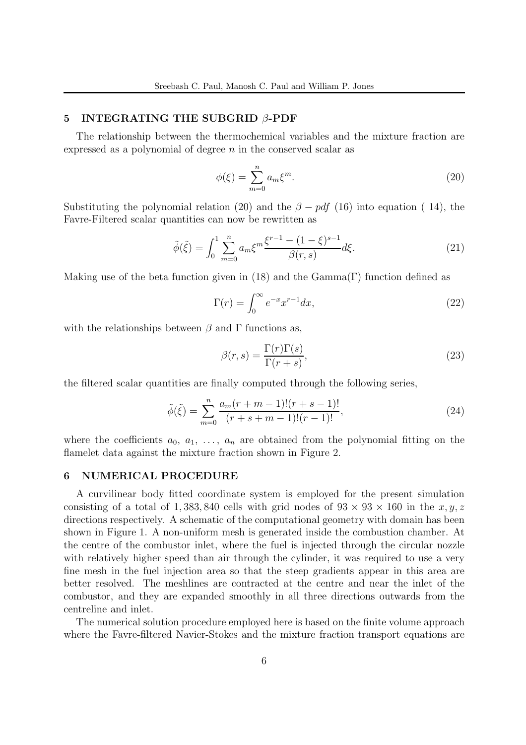## 5 INTEGRATING THE SUBGRID $\beta$-PDF

The relationship between the thermochemical variables and the mixture fraction are expressed as a polynomial of degree $n$ in the conserved scalar as

$$\phi(\xi) = \sum_{m=0}^{n} a_m \xi^m. \tag{20}$$

Substituting the polynomial relation (20) and the $\beta - pdf$ (16) into equation ( 14), the Favre-Filtered scalar quantities can now be rewritten as

$$\tilde{\phi}(\tilde{\xi}) = \int_0^1 \sum_{m=0}^{n} a_m \xi^m \frac{\xi^{r-1} - (1-\xi)^{s-1}}{\beta(r,s)} d\xi. \tag{21}$$

Making use of the beta function given in (18) and the Gamma($\Gamma$) function defined as

$$\Gamma(r) = \int_0^\infty e^{-x} x^{r-1} dx, \tag{22}$$

with the relationships between $\beta$ and $\Gamma$ functions as,

$$\beta(r,s) = \frac{\Gamma(r)\Gamma(s)}{\Gamma(r+s)}, \tag{23}$$

the filtered scalar quantities are finally computed through the following series,

$$\tilde{\phi}(\tilde{\xi}) = \sum_{m=0}^{n} \frac{a_m (r+m-1)!(r+s-1)!}{(r+s+m-1)!(r-1)!}, \tag{24}$$

where the coefficients $a_0, a_1, \ldots, a_n$ are obtained from the polynomial fitting on the flamelet data against the mixture fraction shown in Figure 2.

## 6 NUMERICAL PROCEDURE

A curvilinear body fitted coordinate system is employed for the present simulation consisting of a total of 1,383,840 cells with grid nodes of $93 \times 93 \times 160$ in the $x, y, z$ directions respectively. A schematic of the computational geometry with domain has been shown in Figure 1. A non-uniform mesh is generated inside the combustion chamber. At the centre of the combustor inlet, where the fuel is injected through the circular nozzle with relatively higher speed than air through the cylinder, it was required to use a very fine mesh in the fuel injection area so that the steep gradients appear in this area are better resolved. The meshlines are contracted at the centre and near the inlet of the combustor, and they are expanded smoothly in all three directions outwards from the centreline and inlet.

The numerical solution procedure employed here is based on the finite volume approach where the Favre-filtered Navier-Stokes and the mixture fraction transport equations are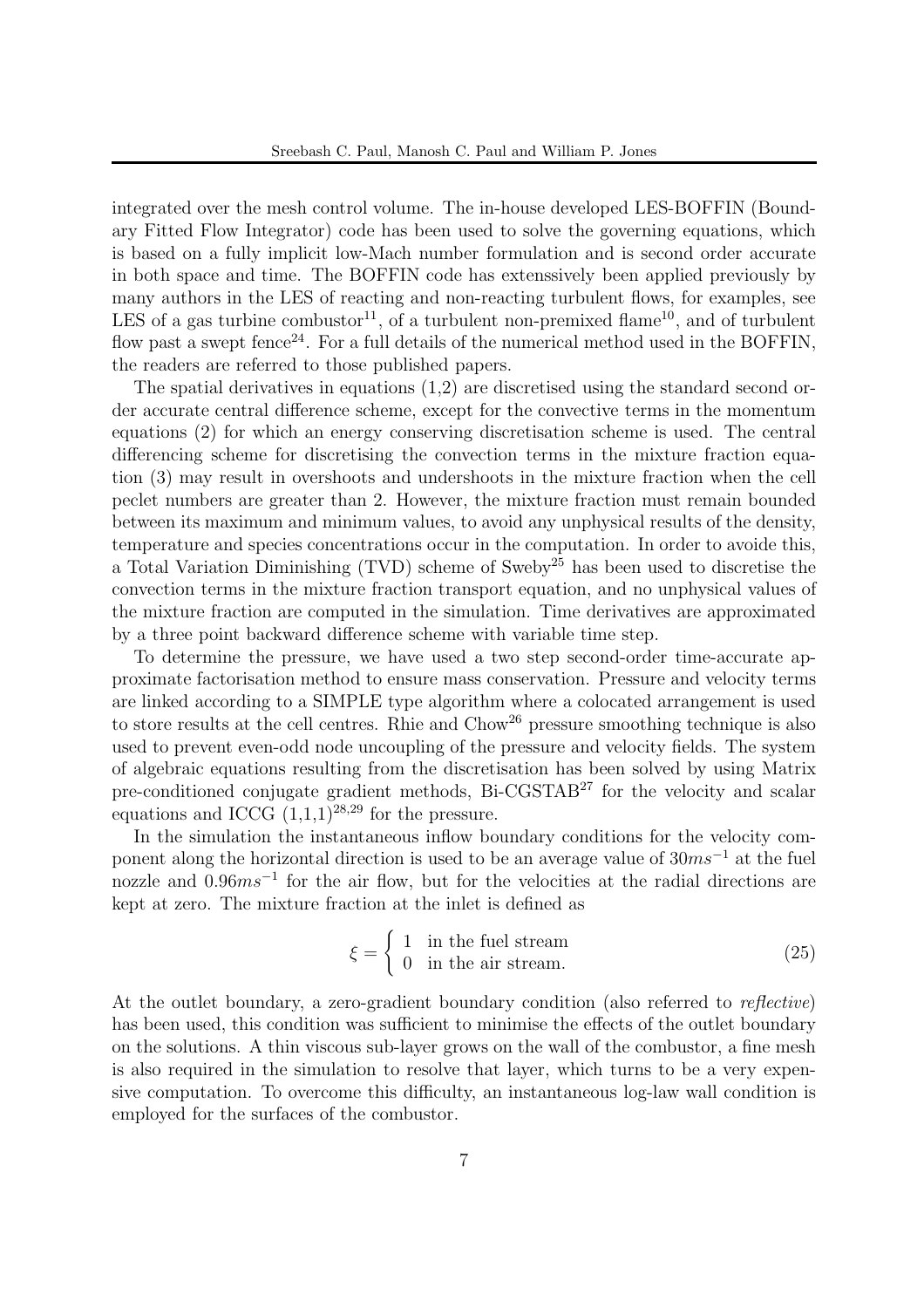integrated over the mesh control volume. The in-house developed LES-BOFFIN (Boundary Fitted Flow Integrator) code has been used to solve the governing equations, which is based on a fully implicit low-Mach number formulation and is second order accurate in both space and time. The BOFFIN code has extenssively been applied previously by many authors in the LES of reacting and non-reacting turbulent flows, for examples, see LES of a gas turbine combustor[11], of a turbulent non-premixed flame[10], and of turbulent flow past a swept fence[24]. For a full details of the numerical method used in the BOFFIN, the readers are referred to those published papers.

The spatial derivatives in equations (1,2) are discretised using the standard second order accurate central difference scheme, except for the convective terms in the momentum equations (2) for which an energy conserving discretisation scheme is used. The central differencing scheme for discretising the convection terms in the mixture fraction equation (3) may result in overshoots and undershoots in the mixture fraction when the cell peclet numbers are greater than 2. However, the mixture fraction must remain bounded between its maximum and minimum values, to avoid any unphysical results of the density, temperature and species concentrations occur in the computation. In order to avoide this, a Total Variation Diminishing (TVD) scheme of Sweby[25] has been used to discretise the convection terms in the mixture fraction transport equation, and no unphysical values of the mixture fraction are computed in the simulation. Time derivatives are approximated by a three point backward difference scheme with variable time step.

To determine the pressure, we have used a two step second-order time-accurate approximate factorisation method to ensure mass conservation. Pressure and velocity terms are linked according to a SIMPLE type algorithm where a colocated arrangement is used to store results at the cell centres. Rhie and Chow[26] pressure smoothing technique is also used to prevent even-odd node uncoupling of the pressure and velocity fields. The system of algebraic equations resulting from the discretisation has been solved by using Matrix pre-conditioned conjugate gradient methods, Bi-CGSTAB[27] for the velocity and scalar equations and ICCG $(1,1,1)$[28,29] for the pressure.

In the simulation the instantaneous inflow boundary conditions for the velocity component along the horizontal direction is used to be an average value of $30ms^{-1}$ at the fuel nozzle and $0.96ms^{-1}$ for the air flow, but for the velocities at the radial directions are kept at zero. The mixture fraction at the inlet is defined as

$$\xi = \begin{cases} 1 & \text{in the fuel stream} \\ 0 & \text{in the air stream.} \end{cases} \tag{25}$$

At the outlet boundary, a zero-gradient boundary condition (also referred to *reflective*) has been used, this condition was sufficient to minimise the effects of the outlet boundary on the solutions. A thin viscous sub-layer grows on the wall of the combustor, a fine mesh is also required in the simulation to resolve that layer, which turns to be a very expensive computation. To overcome this difficulty, an instantaneous log-law wall condition is employed for the surfaces of the combustor.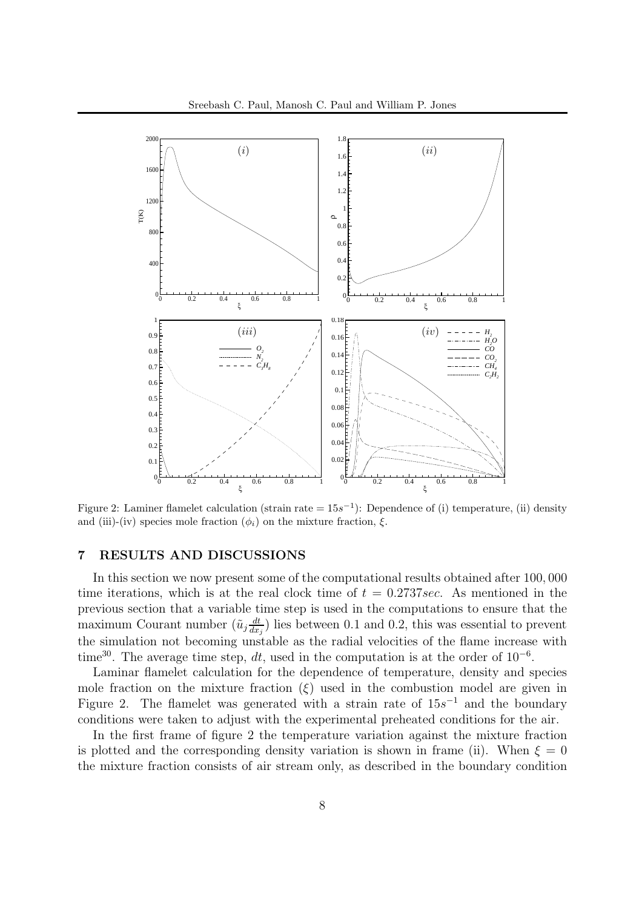Figure 2: Laminer flamelet calculation (strain rate = $15s^{-1}$): Dependence of (i) temperature, (ii) density and (iii)-(iv) species mole fraction ($\phi_i$) on the mixture fraction, $\xi$.

## 7 RESULTS AND DISCUSSIONS

In this section we now present some of the computational results obtained after 100,000 time iterations, which is at the real clock time of $t = 0.2737sec$. As mentioned in the previous section that a variable time step is used in the computations to ensure that the maximum Courant number ($\tilde{u}_j \frac{dt}{dx_j}$) lies between 0.1 and 0.2, this was essential to prevent the simulation not becoming unstable as the radial velocities of the flame increase with time[30]. The average time step, $dt$, used in the computation is at the order of $10^{-6}$.

Laminar flamelet calculation for the dependence of temperature, density and species mole fraction on the mixture fraction ($\xi$) used in the combustion model are given in Figure 2. The flamelet was generated with a strain rate of $15s^{-1}$ and the boundary conditions were taken to adjust with the experimental preheated conditions for the air.

In the first frame of figure 2 the temperature variation against the mixture fraction is plotted and the corresponding density variation is shown in frame (ii). When $\xi = 0$ the mixture fraction consists of air stream only, as described in the boundary condition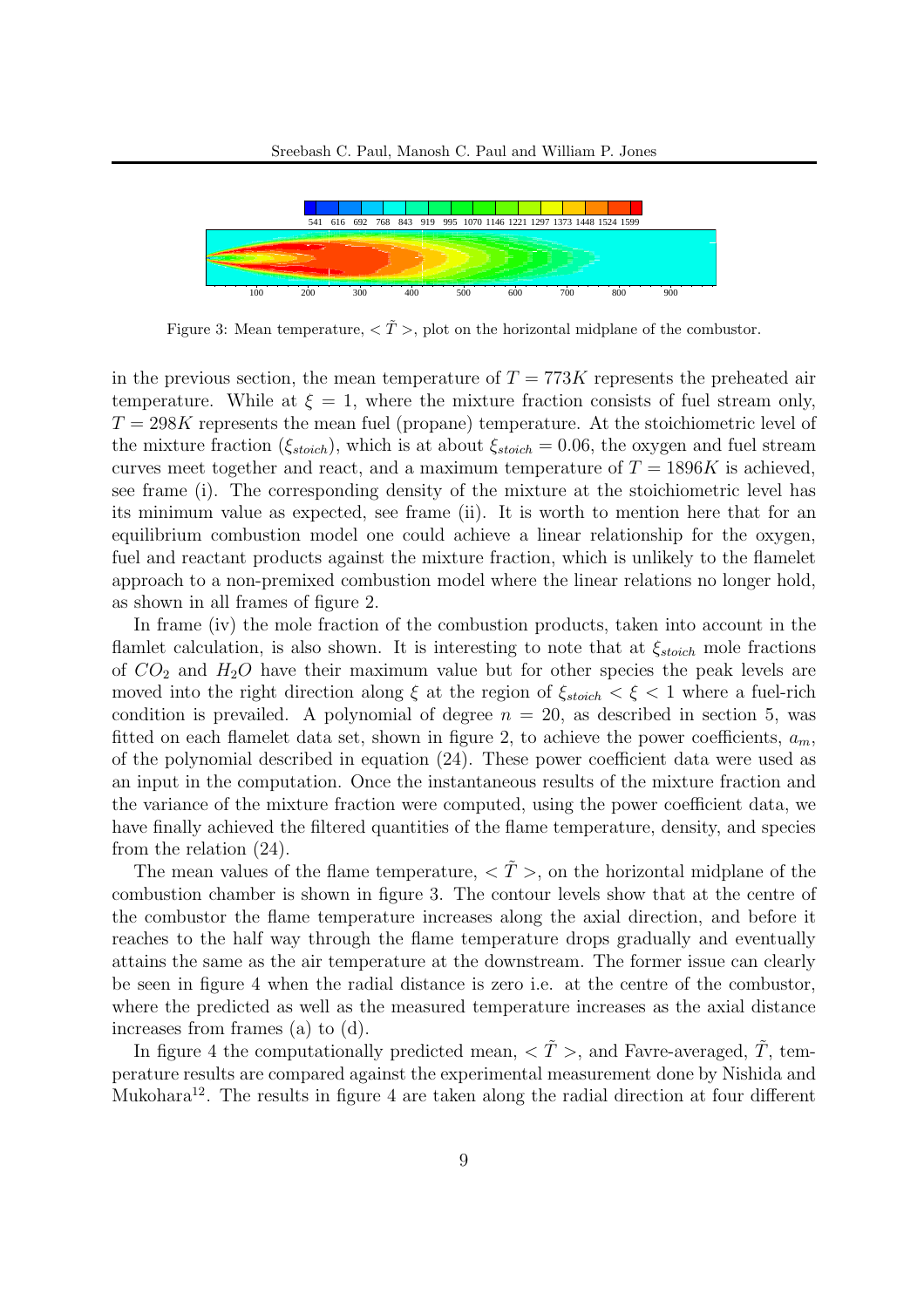Figure 3: Mean temperature, $<\tilde{T}>$, plot on the horizontal midplane of the combustor.

in the previous section, the mean temperature of $T = 773K$ represents the preheated air temperature. While at $\xi = 1$, where the mixture fraction consists of fuel stream only, $T = 298K$ represents the mean fuel (propane) temperature. At the stoichiometric level of the mixture fraction ($\xi_{stoich}$), which is at about $\xi_{stoich} = 0.06$, the oxygen and fuel stream curves meet together and react, and a maximum temperature of $T = 1896K$ is achieved, see frame (i). The corresponding density of the mixture at the stoichiometric level has its minimum value as expected, see frame (ii). It is worth to mention here that for an equilibrium combustion model one could achieve a linear relationship for the oxygen, fuel and reactant products against the mixture fraction, which is unlikely to the flamelet approach to a non-premixed combustion model where the linear relations no longer hold, as shown in all frames of figure 2.

In frame (iv) the mole fraction of the combustion products, taken into account in the flamlet calculation, is also shown. It is interesting to note that at $\xi_{stoich}$ mole fractions of $CO_2$ and $H_2O$ have their maximum value but for other species the peak levels are moved into the right direction along $\xi$ at the region of $\xi_{stoich} < \xi < 1$ where a fuel-rich condition is prevailed. A polynomial of degree $n = 20$, as described in section 5, was fitted on each flamelet data set, shown in figure 2, to achieve the power coefficients, $a_m$, of the polynomial described in equation (24). These power coefficient data were used as an input in the computation. Once the instantaneous results of the mixture fraction and the variance of the mixture fraction were computed, using the power coefficient data, we have finally achieved the filtered quantities of the flame temperature, density, and species from the relation (24).

The mean values of the flame temperature, $<\tilde{T}>$, on the horizontal midplane of the combustion chamber is shown in figure 3. The contour levels show that at the centre of the combustor the flame temperature increases along the axial direction, and before it reaches to the half way through the flame temperature drops gradually and eventually attains the same as the air temperature at the downstream. The former issue can clearly be seen in figure 4 when the radial distance is zero i.e. at the centre of the combustor, where the predicted as well as the measured temperature increases as the axial distance increases from frames (a) to (d).

In figure 4 the computationally predicted mean, $<\tilde{T}>$, and Favre-averaged, $\tilde{T}$, temperature results are compared against the experimental measurement done by Nishida and Mukohara[12]. The results in figure 4 are taken along the radial direction at four different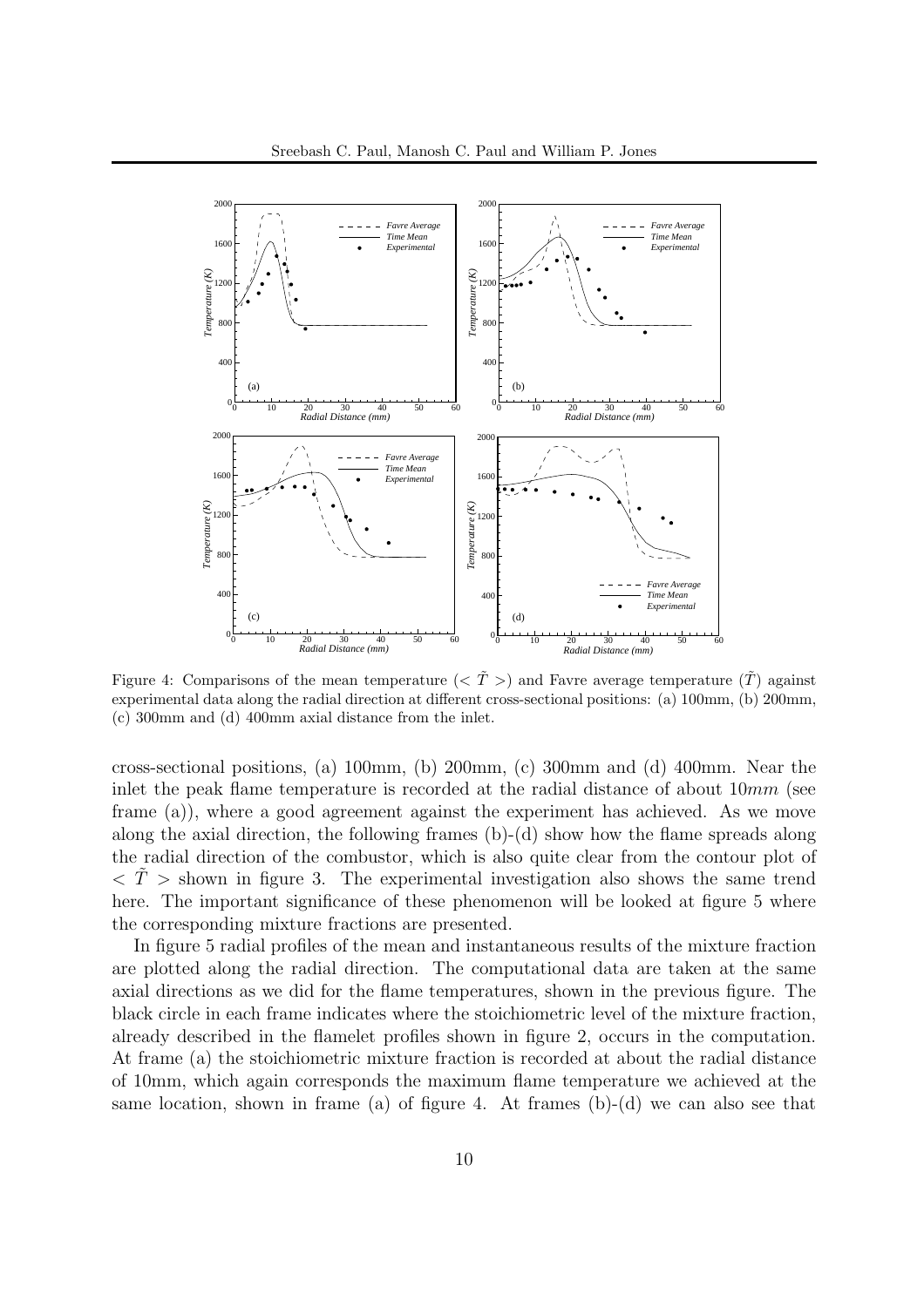Figure 4: Comparisons of the mean temperature ($<\tilde{T}>$) and Favre average temperature ($\tilde{T}$) against experimental data along the radial direction at different cross-sectional positions: (a) 100mm, (b) 200mm, (c) 300mm and (d) 400mm axial distance from the inlet.

cross-sectional positions, (a) 100mm, (b) 200mm, (c) 300mm and (d) 400mm. Near the inlet the peak flame temperature is recorded at the radial distance of about $10mm$ (see frame (a)), where a good agreement against the experiment has achieved. As we move along the axial direction, the following frames (b)-(d) show how the flame spreads along the radial direction of the combustor, which is also quite clear from the contour plot of $<\tilde{T}>$ shown in figure 3. The experimental investigation also shows the same trend here. The important significance of these phenomenon will be looked at figure 5 where the corresponding mixture fractions are presented.

In figure 5 radial profiles of the mean and instantaneous results of the mixture fraction are plotted along the radial direction. The computational data are taken at the same axial directions as we did for the flame temperatures, shown in the previous figure. The black circle in each frame indicates where the stoichiometric level of the mixture fraction, already described in the flamelet profiles shown in figure 2, occurs in the computation. At frame (a) the stoichiometric mixture fraction is recorded at about the radial distance of 10mm, which again corresponds the maximum flame temperature we achieved at the same location, shown in frame (a) of figure 4. At frames (b)-(d) we can also see that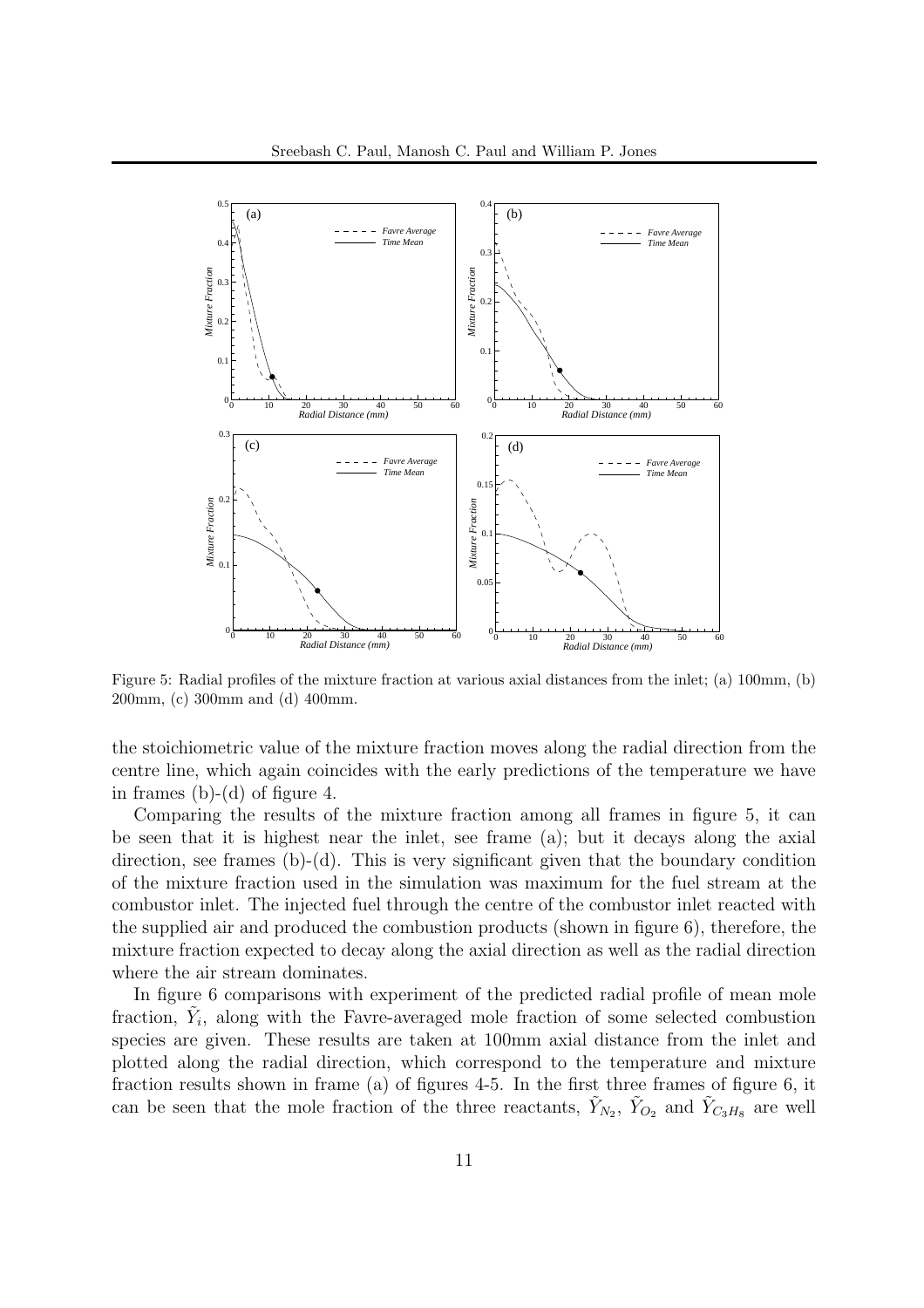Figure 5: Radial profiles of the mixture fraction at various axial distances from the inlet; (a) 100mm, (b) 200mm, (c) 300mm and (d) 400mm.

the stoichiometric value of the mixture fraction moves along the radial direction from the centre line, which again coincides with the early predictions of the temperature we have in frames (b)-(d) of figure 4.

Comparing the results of the mixture fraction among all frames in figure 5, it can be seen that it is highest near the inlet, see frame (a); but it decays along the axial direction, see frames (b)-(d). This is very significant given that the boundary condition of the mixture fraction used in the simulation was maximum for the fuel stream at the combustor inlet. The injected fuel through the centre of the combustor inlet reacted with the supplied air and produced the combustion products (shown in figure 6), therefore, the mixture fraction expected to decay along the axial direction as well as the radial direction where the air stream dominates.

In figure 6 comparisons with experiment of the predicted radial profile of mean mole fraction, $\tilde{Y}_i$, along with the Favre-averaged mole fraction of some selected combustion species are given. These results are taken at 100mm axial distance from the inlet and plotted along the radial direction, which correspond to the temperature and mixture fraction results shown in frame (a) of figures 4-5. In the first three frames of figure 6, it can be seen that the mole fraction of the three reactants, $\tilde{Y}_{N_2}$, $\tilde{Y}_{O_2}$ and $\tilde{Y}_{C_3H_8}$ are well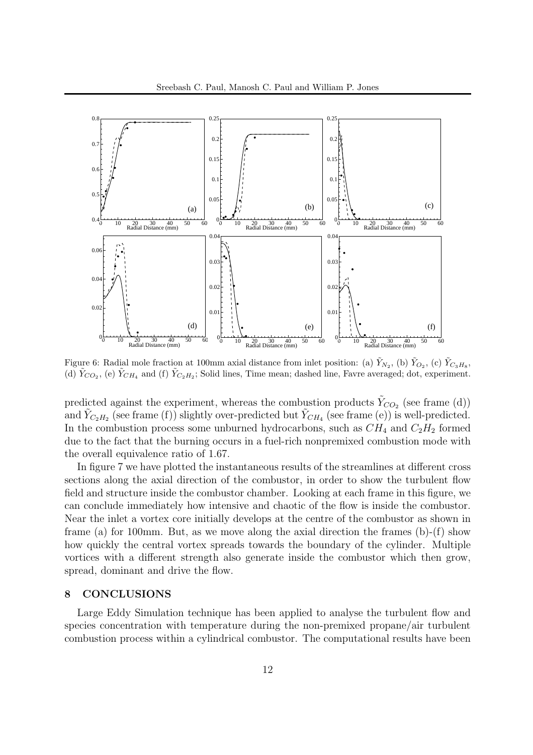Figure 6: Radial mole fraction at 100mm axial distance from inlet position: (a) $\tilde{Y}_{N_2}$, (b) $\tilde{Y}_{O_2}$, (c) $\tilde{Y}_{C_3H_8}$, (d) $\tilde{Y}_{CO_2}$, (e) $\tilde{Y}_{CH_4}$ and (f) $\tilde{Y}_{C_2H_2}$; Solid lines, Time mean; dashed line, Favre averaged; dot, experiment.

predicted against the experiment, whereas the combustion products $\tilde{Y}_{CO_2}$ (see frame (d)) and $\tilde{Y}_{C_2H_2}$ (see frame (f)) slightly over-predicted but $\tilde{Y}_{CH_4}$ (see frame (e)) is well-predicted. In the combustion process some unburned hydrocarbons, such as $CH_4$ and $C_2H_2$ formed due to the fact that the burning occurs in a fuel-rich nonpremixed combustion mode with the overall equivalence ratio of 1.67.

In figure 7 we have plotted the instantaneous results of the streamlines at different cross sections along the axial direction of the combustor, in order to show the turbulent flow field and structure inside the combustor chamber. Looking at each frame in this figure, we can conclude immediately how intensive and chaotic of the flow is inside the combustor. Near the inlet a vortex core initially develops at the centre of the combustor as shown in frame (a) for 100mm. But, as we move along the axial direction the frames (b)-(f) show how quickly the central vortex spreads towards the boundary of the cylinder. Multiple vortices with a different strength also generate inside the combustor which then grow, spread, dominant and drive the flow.

## 8 CONCLUSIONS

Large Eddy Simulation technique has been applied to analyse the turbulent flow and species concentration with temperature during the non-premixed propane/air turbulent combustion process within a cylindrical combustor. The computational results have been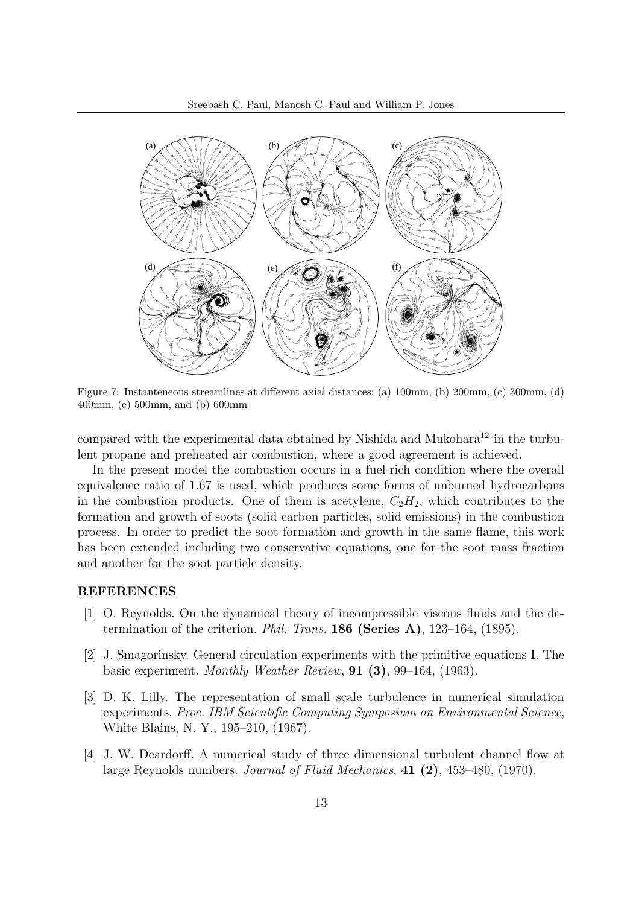Figure 7: Instantaneous streamlines at different axial distances; (a) 100mm, (b) 200mm, (c) 300mm, (d) 400mm, (e) 500mm, and (b) 600mm

compared with the experimental data obtained by Nishida and Mukohara[12] in the turbulent propane and preheated air combustion, where a good agreement is achieved.

In the present model the combustion occurs in a fuel-rich condition where the overall equivalence ratio of 1.67 is used, which produces some forms of unburned hydrocarbons in the combustion products. One of them is acetylene, $C_2H_2$, which contributes to the formation and growth of soots (solid carbon particles, solid emissions) in the combustion process. In order to predict the soot formation and growth in the same flame, this work has been extended including two conservative equations, one for the soot mass fraction and another for the soot particle density.

## REFERENCES

[1] O. Reynolds. On the dynamical theory of incompressible viscous fluids and the determination of the criterion. *Phil. Trans.* **186 (Series A)**, 123–164, (1895).

[2] J. Smagorinsky. General circulation experiments with the primitive equations I. The basic experiment. *Monthly Weather Review*, **91 (3)**, 99–164, (1963).

[3] D. K. Lilly. The representation of small scale turbulence in numerical simulation experiments. *Proc. IBM Scientific Computing Symposium on Environmental Science*, White Blains, N. Y., 195–210, (1967).

[4] J. W. Deardorff. A numerical study of three dimensional turbulent channel flow at large Reynolds numbers. *Journal of Fluid Mechanics*, **41 (2)**, 453–480, (1970).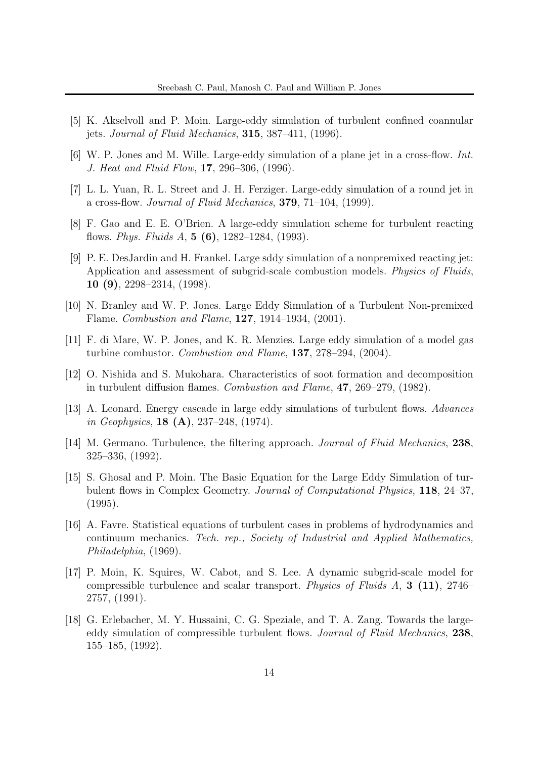[5] K. Akselvoll and P. Moin. Large-eddy simulation of turbulent confined coannular jets. *Journal of Fluid Mechanics*, **315**, 387–411, (1996).

[6] W. P. Jones and M. Wille. Large-eddy simulation of a plane jet in a cross-flow. *Int. J. Heat and Fluid Flow*, **17**, 296–306, (1996).

[7] L. L. Yuan, R. L. Street and J. H. Ferziger. Large-eddy simulation of a round jet in a cross-flow. *Journal of Fluid Mechanics*, **379**, 71–104, (1999).

[8] F. Gao and E. E. O'Brien. A large-eddy simulation scheme for turbulent reacting flows. *Phys. Fluids A*, **5 (6)**, 1282–1284, (1993).

[9] P. E. DesJardin and H. Frankel. Large sddy simulation of a nonpremixed reacting jet: Application and assessment of subgrid-scale combustion models. *Physics of Fluids*, **10 (9)**, 2298–2314, (1998).

[10] N. Branley and W. P. Jones. Large Eddy Simulation of a Turbulent Non-premixed Flame. *Combustion and Flame*, **127**, 1914–1934, (2001).

[11] F. di Mare, W. P. Jones, and K. R. Menzies. Large eddy simulation of a model gas turbine combustor. *Combustion and Flame*, **137**, 278–294, (2004).

[12] O. Nishida and S. Mukohara. Characteristics of soot formation and decomposition in turbulent diffusion flames. *Combustion and Flame*, **47**, 269–279, (1982).

[13] A. Leonard. Energy cascade in large eddy simulations of turbulent flows. *Advances in Geophysics*, **18 (A)**, 237–248, (1974).

[14] M. Germano. Turbulence, the filtering approach. *Journal of Fluid Mechanics*, **238**, 325–336, (1992).

[15] S. Ghosal and P. Moin. The Basic Equation for the Large Eddy Simulation of turbulent flows in Complex Geometry. *Journal of Computational Physics*, **118**, 24–37, (1995).

[16] A. Favre. Statistical equations of turbulent cases in problems of hydrodynamics and continuum mechanics. *Tech. rep., Society of Industrial and Applied Mathematics, Philadelphia*, (1969).

[17] P. Moin, K. Squires, W. Cabot, and S. Lee. A dynamic subgrid-scale model for compressible turbulence and scalar transport. *Physics of Fluids A*, **3 (11)**, 2746–2757, (1991).

[18] G. Erlebacher, M. Y. Hussaini, C. G. Speziale, and T. A. Zang. Towards the large-eddy simulation of compressible turbulent flows. *Journal of Fluid Mechanics*, **238**, 155–185, (1992).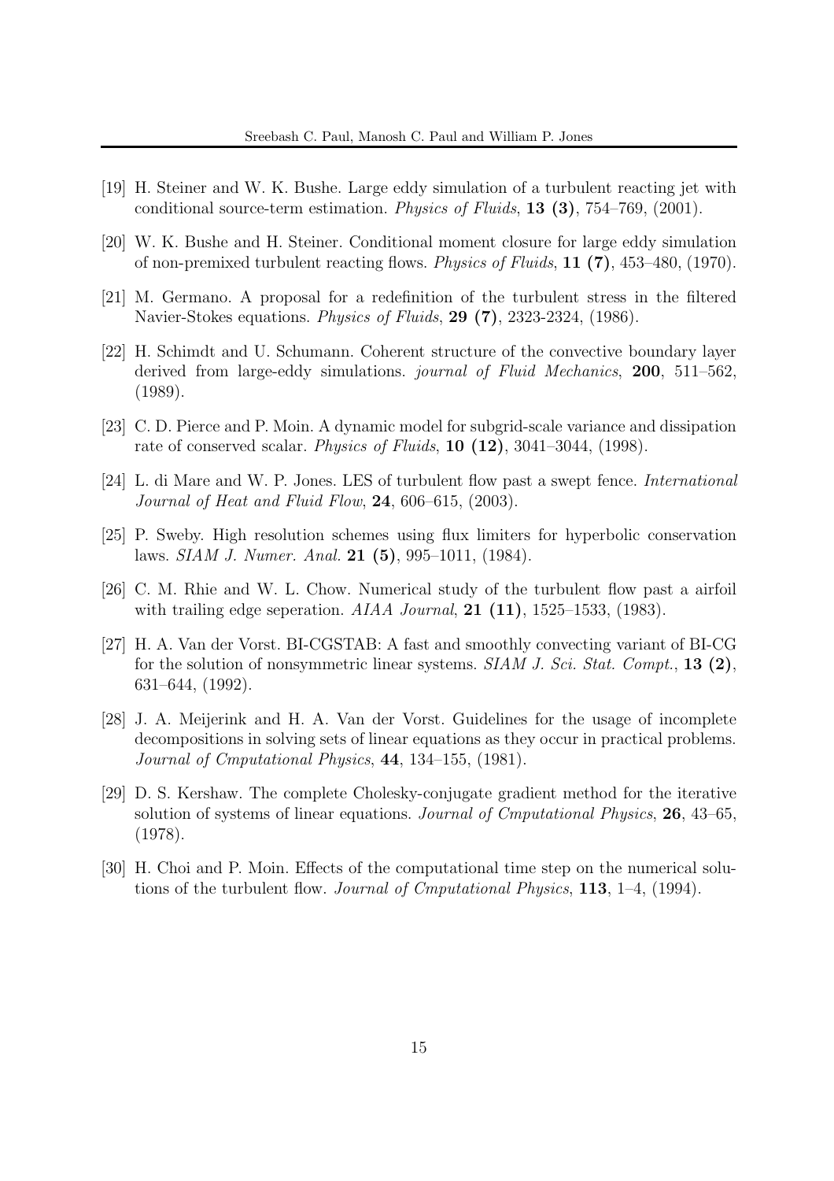[19] H. Steiner and W. K. Bushe. Large eddy simulation of a turbulent reacting jet with conditional source-term estimation. *Physics of Fluids*, **13 (3)**, 754–769, (2001).

[20] W. K. Bushe and H. Steiner. Conditional moment closure for large eddy simulation of non-premixed turbulent reacting flows. *Physics of Fluids*, **11 (7)**, 453–480, (1970).

[21] M. Germano. A proposal for a redefinition of the turbulent stress in the filtered Navier-Stokes equations. *Physics of Fluids*, **29 (7)**, 2323-2324, (1986).

[22] H. Schimdt and U. Schumann. Coherent structure of the convective boundary layer derived from large-eddy simulations. *journal of Fluid Mechanics*, **200**, 511–562, (1989).

[23] C. D. Pierce and P. Moin. A dynamic model for subgrid-scale variance and dissipation rate of conserved scalar. *Physics of Fluids*, **10 (12)**, 3041–3044, (1998).

[24] L. di Mare and W. P. Jones. LES of turbulent flow past a swept fence. *International Journal of Heat and Fluid Flow*, **24**, 606–615, (2003).

[25] P. Sweby. High resolution schemes using flux limiters for hyperbolic conservation laws. *SIAM J. Numer. Anal.* **21 (5)**, 995–1011, (1984).

[26] C. M. Rhie and W. L. Chow. Numerical study of the turbulent flow past a airfoil with trailing edge seperation. *AIAA Journal*, **21 (11)**, 1525–1533, (1983).

[27] H. A. Van der Vorst. BI-CGSTAB: A fast and smoothly convecting variant of BI-CG for the solution of nonsymmetric linear systems. *SIAM J. Sci. Stat. Compt.*, **13 (2)**, 631–644, (1992).

[28] J. A. Meijerink and H. A. Van der Vorst. Guidelines for the usage of incomplete decompositions in solving sets of linear equations as they occur in practical problems. *Journal of Cmputational Physics*, **44**, 134–155, (1981).

[29] D. S. Kershaw. The complete Cholesky-conjugate gradient method for the iterative solution of systems of linear equations. *Journal of Cmputational Physics*, **26**, 43–65, (1978).

[30] H. Choi and P. Moin. Effects of the computational time step on the numerical solutions of the turbulent flow. *Journal of Cmputational Physics*, **113**, 1–4, (1994).